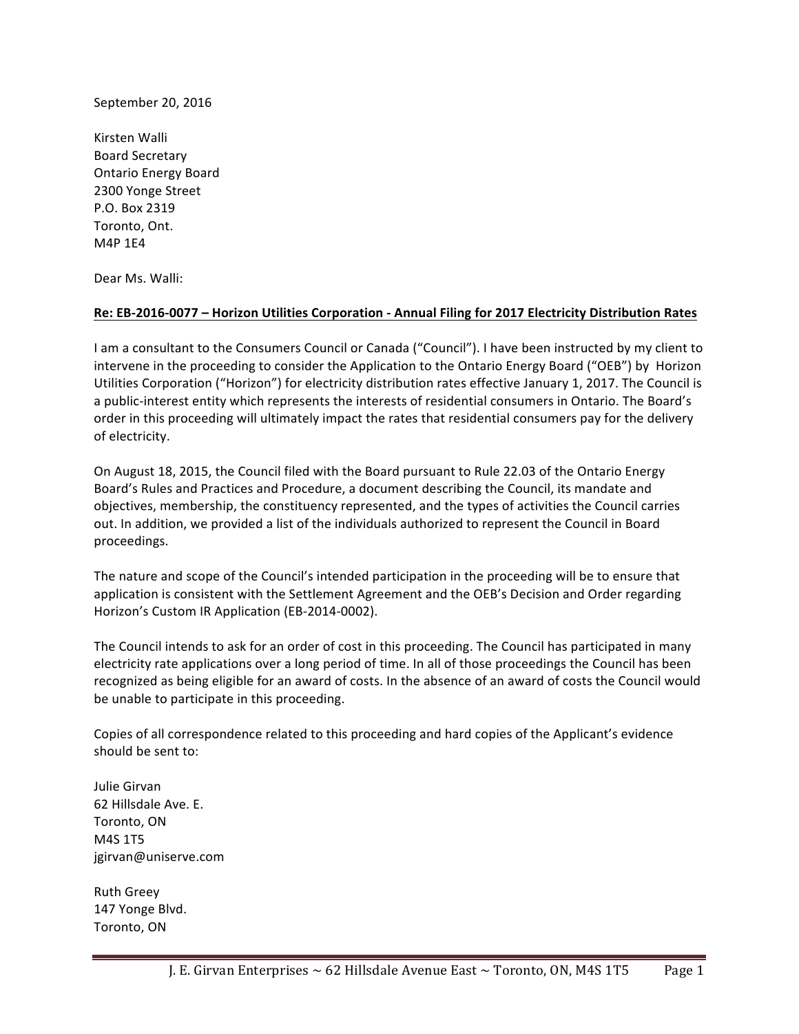September 20, 2016

Kirsten Walli  
Board Secretary  
Ontario Energy Board  
2300 Yonge Street  
P.O. Box 2319  
Toronto, Ont.  
M4P 1E4

Dear Ms. Walli:

**Re: EB-2016-0077 – Horizon Utilities Corporation - Annual Filing for 2017 Electricity Distribution Rates**

I am a consultant to the Consumers Council or Canada ("Council"). I have been instructed by my client to intervene in the proceeding to consider the Application to the Ontario Energy Board ("OEB") by Horizon Utilities Corporation ("Horizon") for electricity distribution rates effective January 1, 2017. The Council is a public-interest entity which represents the interests of residential consumers in Ontario. The Board's order in this proceeding will ultimately impact the rates that residential consumers pay for the delivery of electricity.

On August 18, 2015, the Council filed with the Board pursuant to Rule 22.03 of the Ontario Energy Board's Rules and Practices and Procedure, a document describing the Council, its mandate and objectives, membership, the constituency represented, and the types of activities the Council carries out. In addition, we provided a list of the individuals authorized to represent the Council in Board proceedings.

The nature and scope of the Council's intended participation in the proceeding will be to ensure that application is consistent with the Settlement Agreement and the OEB's Decision and Order regarding Horizon's Custom IR Application (EB-2014-0002).

The Council intends to ask for an order of cost in this proceeding. The Council has participated in many electricity rate applications over a long period of time. In all of those proceedings the Council has been recognized as being eligible for an award of costs. In the absence of an award of costs the Council would be unable to participate in this proceeding.

Copies of all correspondence related to this proceeding and hard copies of the Applicant's evidence should be sent to:

Julie Girvan  
62 Hillsdale Ave. E.  
Toronto, ON  
M4S 1T5  
jgirvan@uniserve.com

Ruth Greey  
147 Yonge Blvd.  
Toronto, ON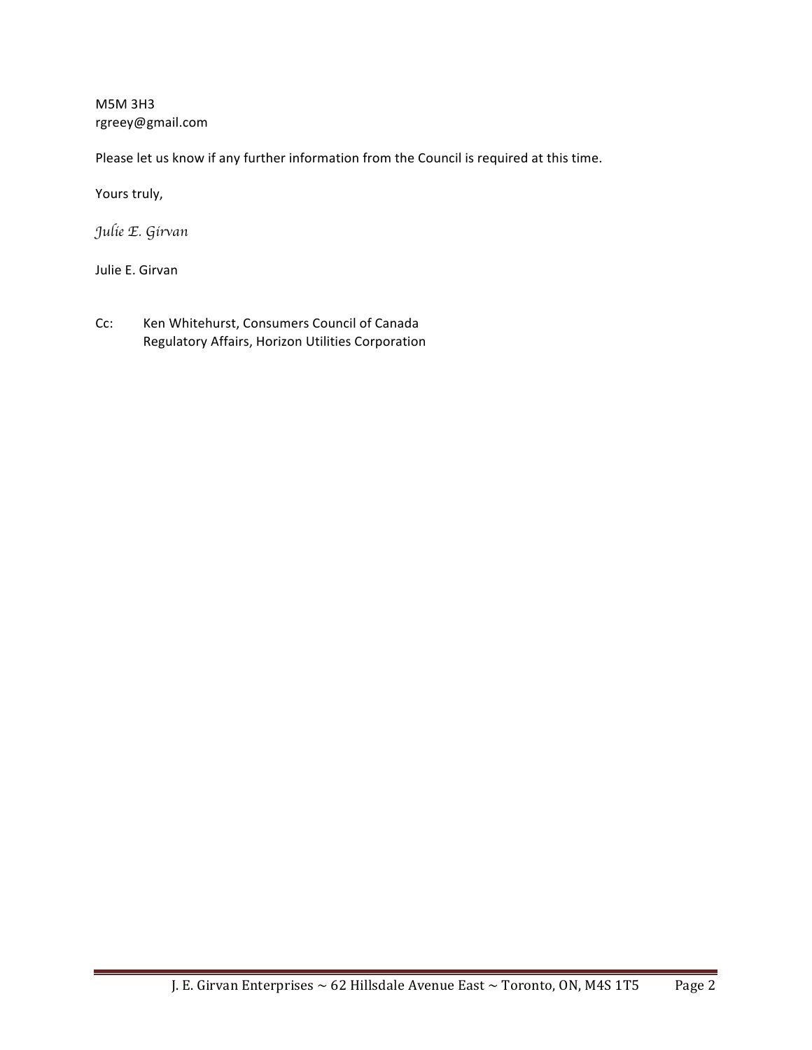M5M 3H3
rgreey@gmail.com

Please let us know if any further information from the Council is required at this time.

Yours truly,

*Julie E. Girvan*

Julie E. Girvan

Cc: Ken Whitehurst, Consumers Council of Canada
Regulatory Affairs, Horizon Utilities Corporation